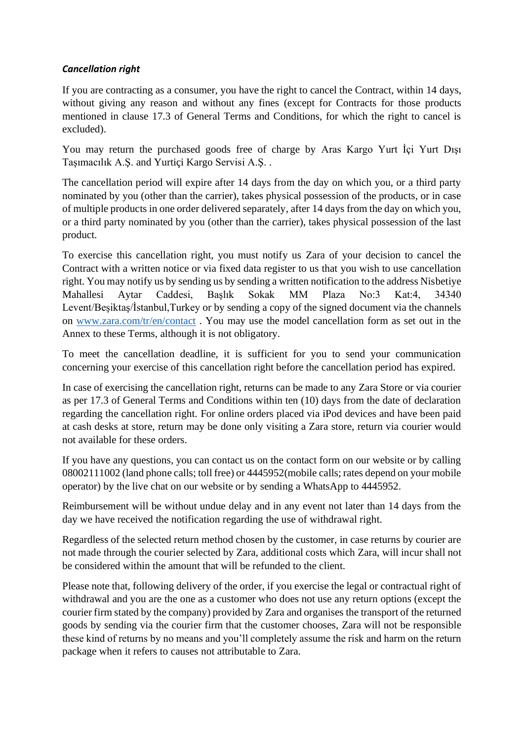***Cancellation right***

If you are contracting as a consumer, you have the right to cancel the Contract, within 14 days, without giving any reason and without any fines (except for Contracts for those products mentioned in clause 17.3 of General Terms and Conditions, for which the right to cancel is excluded).

You may return the purchased goods free of charge by Aras Kargo Yurt İçi Yurt Dışı Taşımacılık A.Ş. and Yurtiçi Kargo Servisi A.Ş. .

The cancellation period will expire after 14 days from the day on which you, or a third party nominated by you (other than the carrier), takes physical possession of the products, or in case of multiple products in one order delivered separately, after 14 days from the day on which you, or a third party nominated by you (other than the carrier), takes physical possession of the last product.

To exercise this cancellation right, you must notify us Zara of your decision to cancel the Contract with a written notice or via fixed data register to us that you wish to use cancellation right. You may notify us by sending us by sending a written notification to the address Nisbetiye Mahallesi Aytar Caddesi, Başlık Sokak MM Plaza No:3 Kat:4, 34340 Levent/Beşiktaş/İstanbul,Turkey or by sending a copy of the signed document via the channels on [www.zara.com/tr/en/contact](www.zara.com/tr/en/contact) . You may use the model cancellation form as set out in the Annex to these Terms, although it is not obligatory.

To meet the cancellation deadline, it is sufficient for you to send your communication concerning your exercise of this cancellation right before the cancellation period has expired.

In case of exercising the cancellation right, returns can be made to any Zara Store or via courier as per 17.3 of General Terms and Conditions within ten (10) days from the date of declaration regarding the cancellation right. For online orders placed via iPod devices and have been paid at cash desks at store, return may be done only visiting a Zara store, return via courier would not available for these orders.

If you have any questions, you can contact us on the contact form on our website or by calling 08002111002 (land phone calls; toll free) or 4445952(mobile calls; rates depend on your mobile operator) by the live chat on our website or by sending a WhatsApp to 4445952.

Reimbursement will be without undue delay and in any event not later than 14 days from the day we have received the notification regarding the use of withdrawal right.

Regardless of the selected return method chosen by the customer, in case returns by courier are not made through the courier selected by Zara, additional costs which Zara, will incur shall not be considered within the amount that will be refunded to the client.

Please note that, following delivery of the order, if you exercise the legal or contractual right of withdrawal and you are the one as a customer who does not use any return options (except the courier firm stated by the company) provided by Zara and organises the transport of the returned goods by sending via the courier firm that the customer chooses, Zara will not be responsible these kind of returns by no means and you'll completely assume the risk and harm on the return package when it refers to causes not attributable to Zara.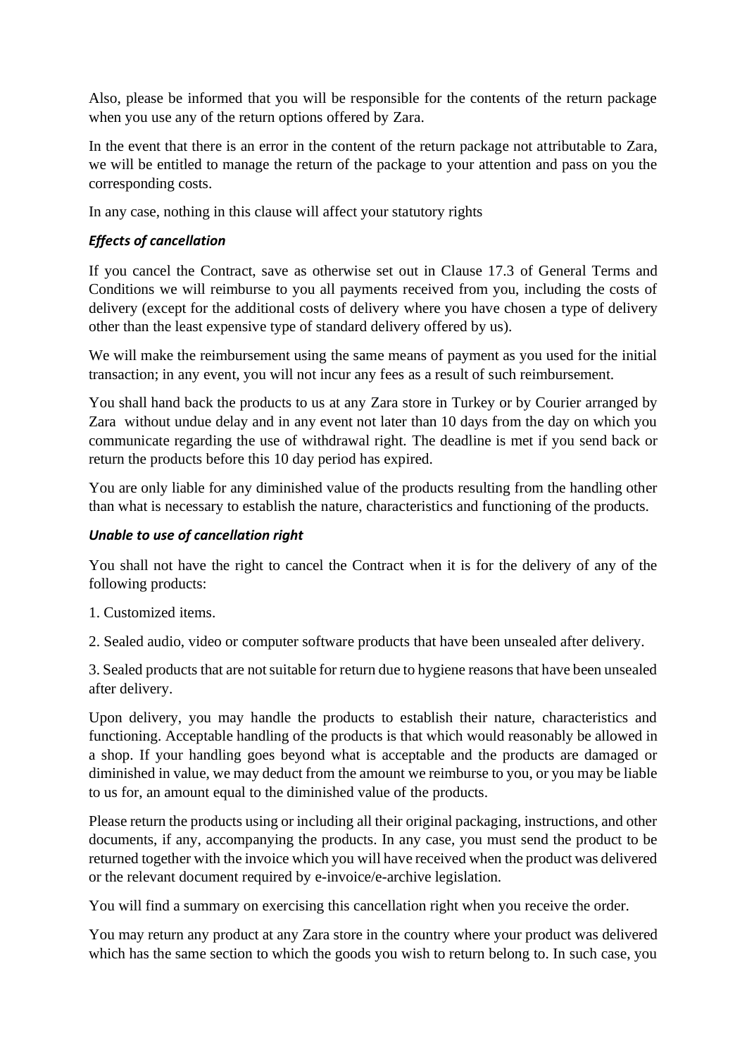Also, please be informed that you will be responsible for the contents of the return package when you use any of the return options offered by Zara.

In the event that there is an error in the content of the return package not attributable to Zara, we will be entitled to manage the return of the package to your attention and pass on you the corresponding costs.

In any case, nothing in this clause will affect your statutory rights

### *Effects of cancellation*

If you cancel the Contract, save as otherwise set out in Clause 17.3 of General Terms and Conditions we will reimburse to you all payments received from you, including the costs of delivery (except for the additional costs of delivery where you have chosen a type of delivery other than the least expensive type of standard delivery offered by us).

We will make the reimbursement using the same means of payment as you used for the initial transaction; in any event, you will not incur any fees as a result of such reimbursement.

You shall hand back the products to us at any Zara store in Turkey or by Courier arranged by Zara without undue delay and in any event not later than 10 days from the day on which you communicate regarding the use of withdrawal right. The deadline is met if you send back or return the products before this 10 day period has expired.

You are only liable for any diminished value of the products resulting from the handling other than what is necessary to establish the nature, characteristics and functioning of the products.

### *Unable to use of cancellation right*

You shall not have the right to cancel the Contract when it is for the delivery of any of the following products:

1. Customized items.

2. Sealed audio, video or computer software products that have been unsealed after delivery.

3. Sealed products that are not suitable for return due to hygiene reasons that have been unsealed after delivery.

Upon delivery, you may handle the products to establish their nature, characteristics and functioning. Acceptable handling of the products is that which would reasonably be allowed in a shop. If your handling goes beyond what is acceptable and the products are damaged or diminished in value, we may deduct from the amount we reimburse to you, or you may be liable to us for, an amount equal to the diminished value of the products.

Please return the products using or including all their original packaging, instructions, and other documents, if any, accompanying the products. In any case, you must send the product to be returned together with the invoice which you will have received when the product was delivered or the relevant document required by e-invoice/e-archive legislation.

You will find a summary on exercising this cancellation right when you receive the order.

You may return any product at any Zara store in the country where your product was delivered which has the same section to which the goods you wish to return belong to. In such case, you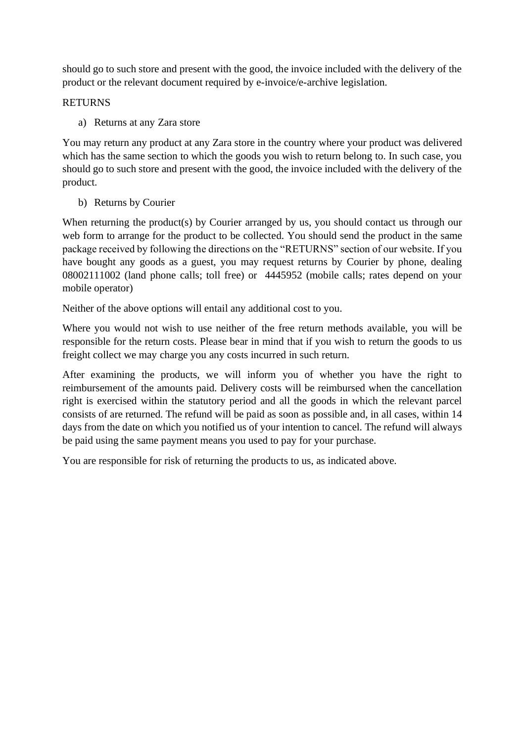should go to such store and present with the good, the invoice included with the delivery of the product or the relevant document required by e-invoice/e-archive legislation.

RETURNS

a) Returns at any Zara store

You may return any product at any Zara store in the country where your product was delivered which has the same section to which the goods you wish to return belong to. In such case, you should go to such store and present with the good, the invoice included with the delivery of the product.

b) Returns by Courier

When returning the product(s) by Courier arranged by us, you should contact us through our web form to arrange for the product to be collected. You should send the product in the same package received by following the directions on the "RETURNS" section of our website. If you have bought any goods as a guest, you may request returns by Courier by phone, dealing 08002111002 (land phone calls; toll free) or 4445952 (mobile calls; rates depend on your mobile operator)

Neither of the above options will entail any additional cost to you.

Where you would not wish to use neither of the free return methods available, you will be responsible for the return costs. Please bear in mind that if you wish to return the goods to us freight collect we may charge you any costs incurred in such return.

After examining the products, we will inform you of whether you have the right to reimbursement of the amounts paid. Delivery costs will be reimbursed when the cancellation right is exercised within the statutory period and all the goods in which the relevant parcel consists of are returned. The refund will be paid as soon as possible and, in all cases, within 14 days from the date on which you notified us of your intention to cancel. The refund will always be paid using the same payment means you used to pay for your purchase.

You are responsible for risk of returning the products to us, as indicated above.